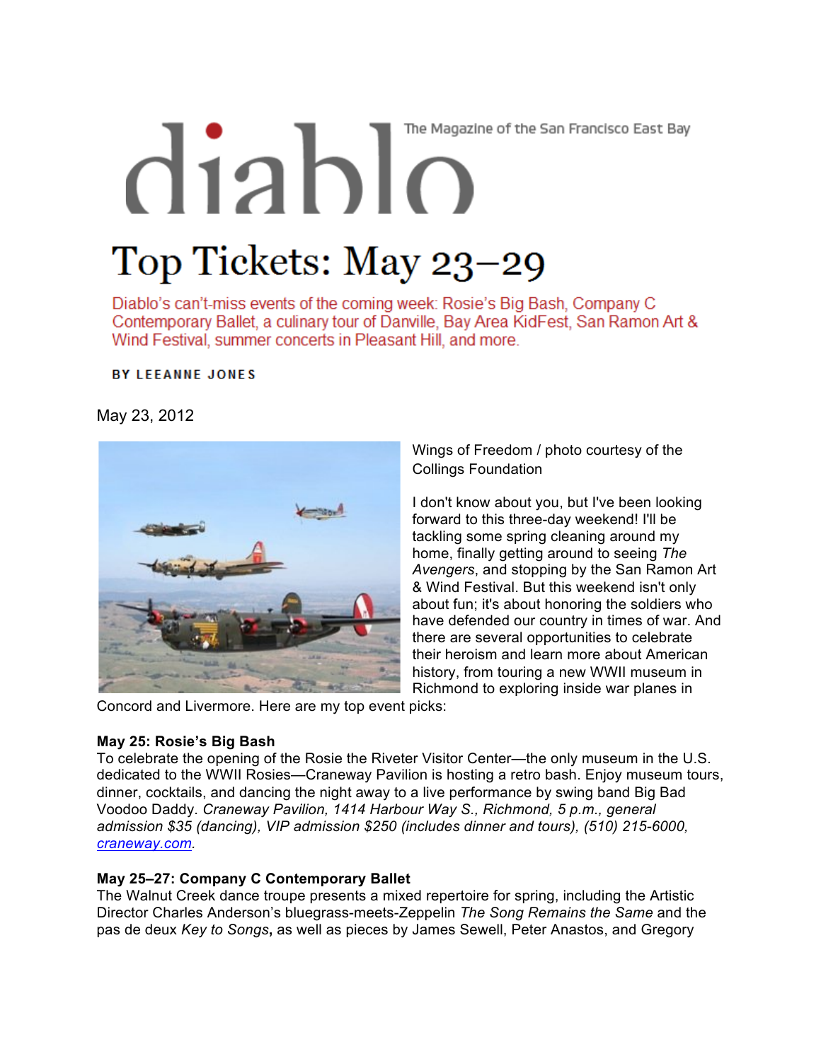diablo

The Magazine of the San Francisco East Bay

# Top Tickets: May 23–29

Diablo's can't-miss events of the coming week: Rosie's Big Bash, Company C Contemporary Ballet, a culinary tour of Danville, Bay Area KidFest, San Ramon Art & Wind Festival, summer concerts in Pleasant Hill, and more.

**BY LEEANNE JONES**

May 23, 2012

Wings of Freedom / photo courtesy of the Collings Foundation

I don't know about you, but I've been looking forward to this three-day weekend! I'll be tackling some spring cleaning around my home, finally getting around to seeing *The Avengers*, and stopping by the San Ramon Art & Wind Festival. But this weekend isn't only about fun; it's about honoring the soldiers who have defended our country in times of war. And there are several opportunities to celebrate their heroism and learn more about American history, from touring a new WWII museum in Richmond to exploring inside war planes in Concord and Livermore. Here are my top event picks:

**May 25: Rosie's Big Bash**
To celebrate the opening of the Rosie the Riveter Visitor Center—the only museum in the U.S. dedicated to the WWII Rosies—Craneway Pavilion is hosting a retro bash. Enjoy museum tours, dinner, cocktails, and dancing the night away to a live performance by swing band Big Bad Voodoo Daddy. *Craneway Pavilion, 1414 Harbour Way S., Richmond, 5 p.m., general admission $35 (dancing), VIP admission $250 (includes dinner and tours), (510) 215-6000, [craneway.com](craneway.com).*

**May 25–27: Company C Contemporary Ballet**
The Walnut Creek dance troupe presents a mixed repertoire for spring, including the Artistic Director Charles Anderson's bluegrass-meets-Zeppelin *The Song Remains the Same* and the pas de deux *Key to Songs*, as well as pieces by James Sewell, Peter Anastos, and Gregory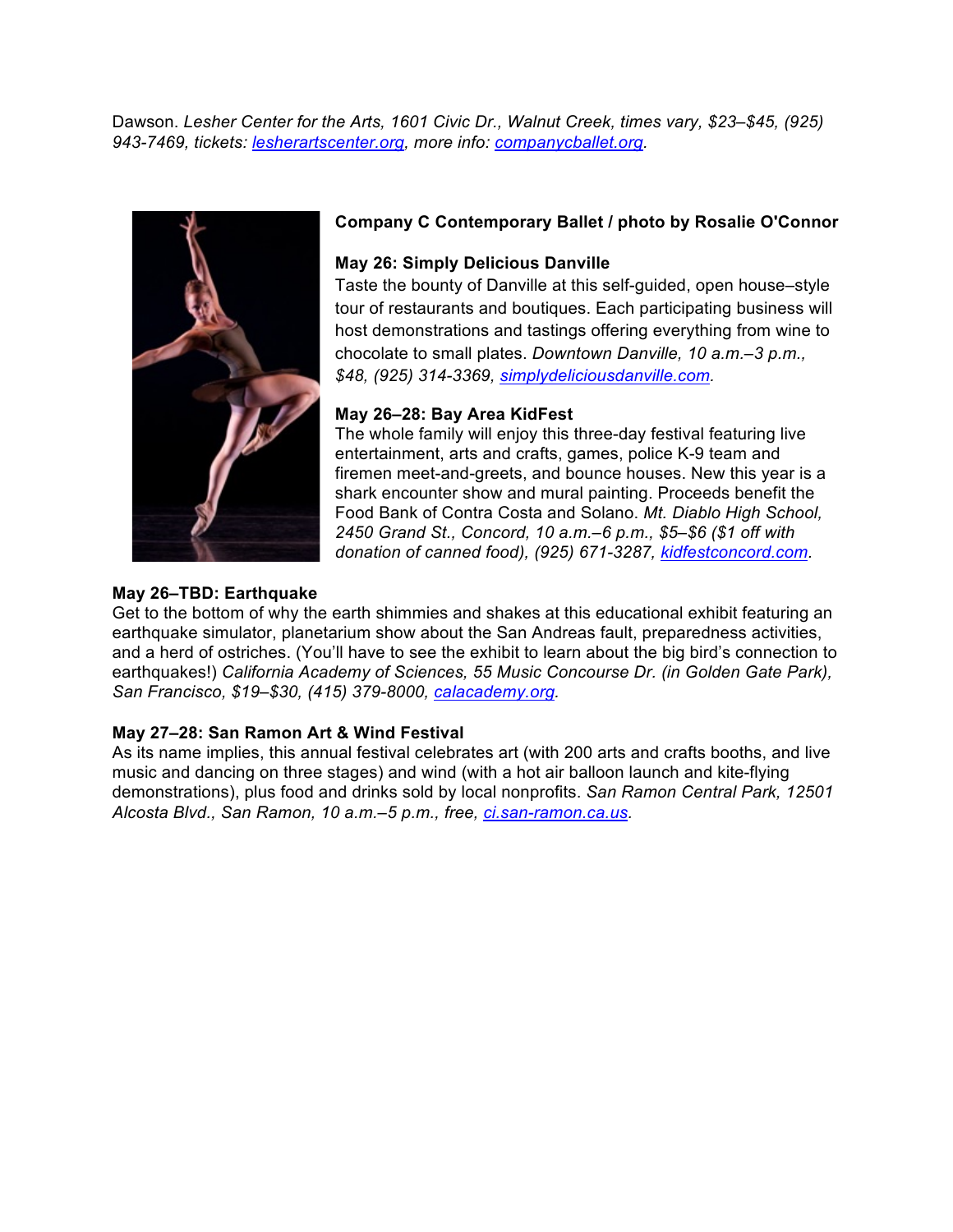Dawson. *Lesher Center for the Arts, 1601 Civic Dr., Walnut Creek, times vary, $23–$45, (925) 943-7469, tickets: [lesherartscenter.org](lesherartscenter.org), more info: [companycballet.org](companycballet.org).*

**Company C Contemporary Ballet / photo by Rosalie O'Connor**

**May 26: Simply Delicious Danville**

Taste the bounty of Danville at this self-guided, open house–style tour of restaurants and boutiques. Each participating business will host demonstrations and tastings offering everything from wine to chocolate to small plates. *Downtown Danville, 10 a.m.–3 p.m., $48, (925) 314-3369, [simplydeliciousdanville.com](simplydeliciousdanville.com).*

**May 26–28: Bay Area KidFest**

The whole family will enjoy this three-day festival featuring live entertainment, arts and crafts, games, police K-9 team and firemen meet-and-greets, and bounce houses. New this year is a shark encounter show and mural painting. Proceeds benefit the Food Bank of Contra Costa and Solano. *Mt. Diablo High School, 2450 Grand St., Concord, 10 a.m.–6 p.m., $5–$6 ($1 off with donation of canned food), (925) 671-3287, [kidfestconcord.com](kidfestconcord.com).*

**May 26–TBD: Earthquake**

Get to the bottom of why the earth shimmies and shakes at this educational exhibit featuring an earthquake simulator, planetarium show about the San Andreas fault, preparedness activities, and a herd of ostriches. (You'll have to see the exhibit to learn about the big bird's connection to earthquakes!) *California Academy of Sciences, 55 Music Concourse Dr. (in Golden Gate Park), San Francisco, $19–$30, (415) 379-8000, [calacademy.org](calacademy.org).*

**May 27–28: San Ramon Art & Wind Festival**

As its name implies, this annual festival celebrates art (with 200 arts and crafts booths, and live music and dancing on three stages) and wind (with a hot air balloon launch and kite-flying demonstrations), plus food and drinks sold by local nonprofits. *San Ramon Central Park, 12501 Alcosta Blvd., San Ramon, 10 a.m.–5 p.m., free, [ci.san-ramon.ca.us](ci.san-ramon.ca.us).*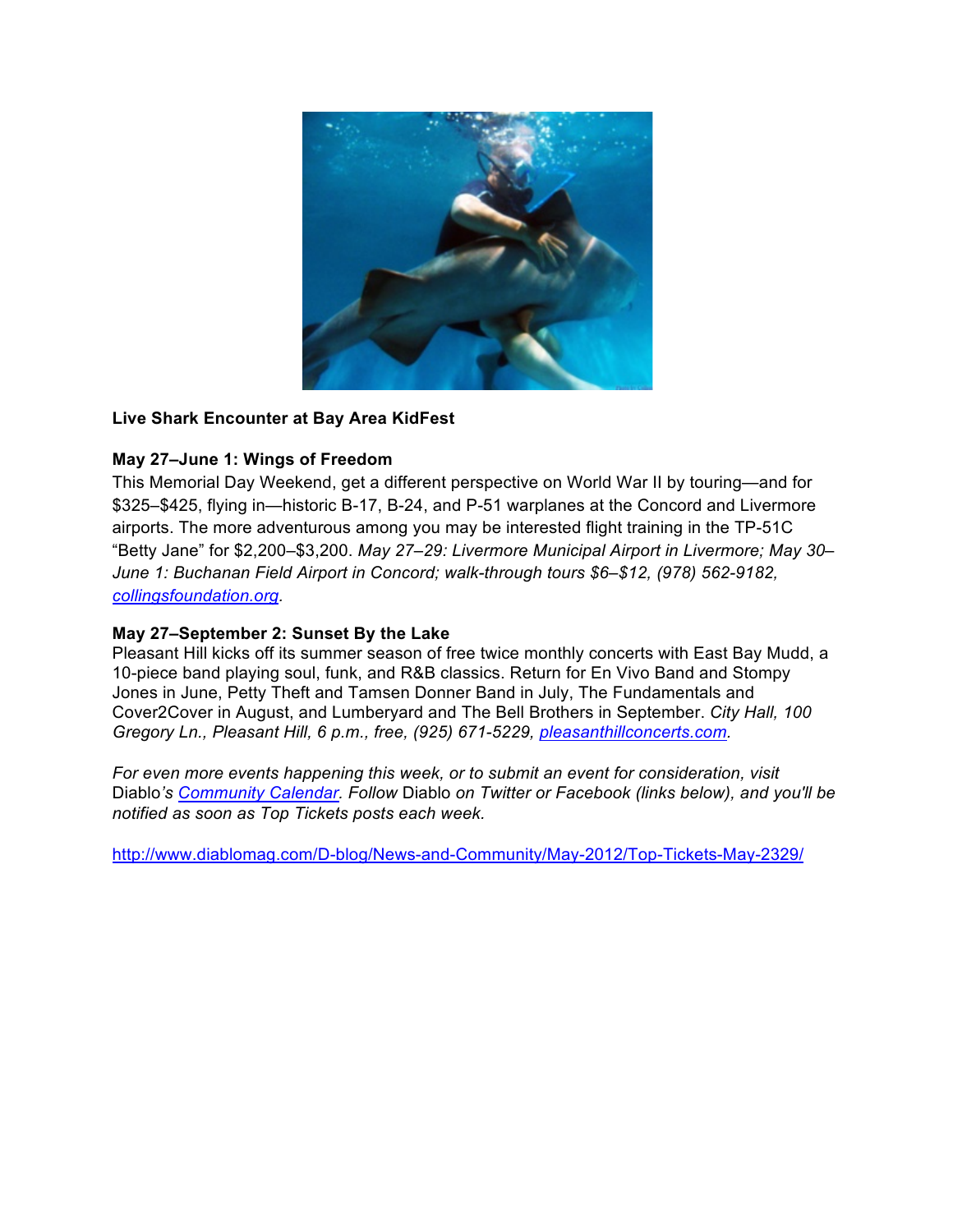**Live Shark Encounter at Bay Area KidFest**

**May 27–June 1: Wings of Freedom**
This Memorial Day Weekend, get a different perspective on World War II by touring—and for $325–$425, flying in—historic B-17, B-24, and P-51 warplanes at the Concord and Livermore airports. The more adventurous among you may be interested flight training in the TP-51C "Betty Jane" for $2,200–$3,200. *May 27–29: Livermore Municipal Airport in Livermore; May 30–June 1: Buchanan Field Airport in Concord; walk-through tours $6–$12, (978) 562-9182, [collingsfoundation.org](collingsfoundation.org).*

**May 27–September 2: Sunset By the Lake**
Pleasant Hill kicks off its summer season of free twice monthly concerts with East Bay Mudd, a 10-piece band playing soul, funk, and R&B classics. Return for En Vivo Band and Stompy Jones in June, Petty Theft and Tamsen Donner Band in July, The Fundamentals and Cover2Cover in August, and Lumberyard and The Bell Brothers in September. *City Hall, 100 Gregory Ln., Pleasant Hill, 6 p.m., free, (925) 671-5229, [pleasanthillconcerts.com](pleasanthillconcerts.com).*

*For even more events happening this week, or to submit an event for consideration, visit* Diablo*'s [Community Calendar](Community Calendar). Follow* Diablo *on Twitter or Facebook (links below), and you'll be notified as soon as Top Tickets posts each week.*

http://www.diablomag.com/D-blog/News-and-Community/May-2012/Top-Tickets-May-2329/